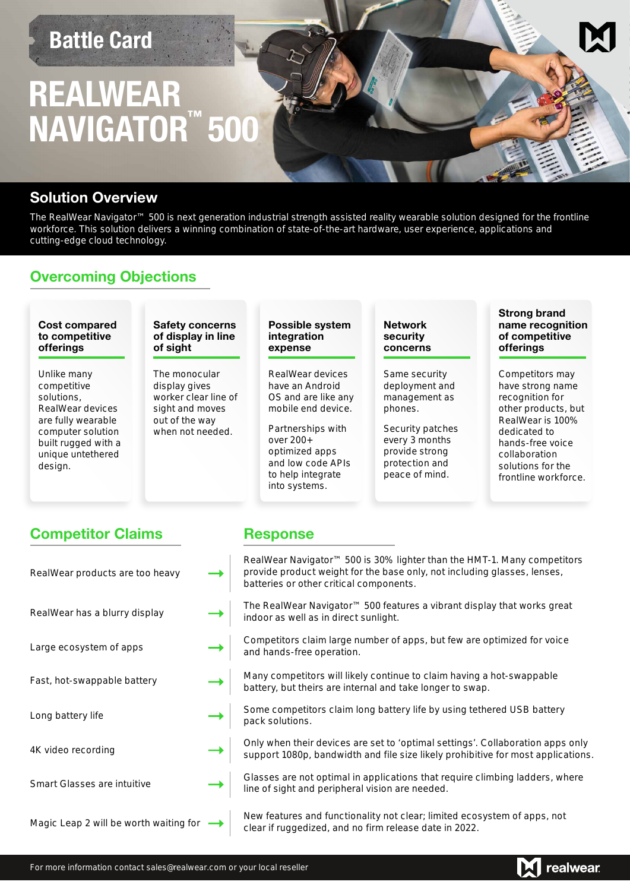Battle Card

# REALWEAR NAVIGATOR™ 500

## Solution Overview

The RealWear Navigator™ 500 is next generation industrial strength assisted reality wearable solution designed for the frontline workforce. This solution delivers a winning combination of state-of-the-art hardware, user experience, applications and cutting-edge cloud technology.

## Overcoming Objections

### Cost compared to competitive offerings

Unlike many competitive solutions, RealWear devices are fully wearable computer solution built rugged with a unique untethered design.

### Safety concerns of display in line of sight

The monocular display gives worker clear line of sight and moves out of the way when not needed.

### Possible system integration expense

RealWear devices have an Android OS and are like any mobile end device.

Partnerships with over 200+ optimized apps and low code APIs to help integrate into systems.

### Network security concerns

Same security deployment and management as phones.

Security patches every 3 months provide strong protection and peace of mind.

### Strong brand name recognition of competitive offerings

Competitors may have strong name recognition for other products, but RealWear is 100% dedicated to hands-free voice collaboration solutions for the frontline workforce.

## Competitor Claims / Response

| Competitor Claims | Response |
|---|---|
| RealWear products are too heavy | RealWear Navigator™ 500 is 30% lighter than the HMT-1. Many competitors provide product weight for the base only, not including glasses, lenses, batteries or other critical components. |
| RealWear has a blurry display | The RealWear Navigator™ 500 features a vibrant display that works great indoor as well as in direct sunlight. |
| Large ecosystem of apps | Competitors claim large number of apps, but few are optimized for voice and hands-free operation. |
| Fast, hot-swappable battery | Many competitors will likely continue to claim having a hot-swappable battery, but theirs are internal and take longer to swap. |
| Long battery life | Some competitors claim long battery life by using tethered USB battery pack solutions. |
| 4K video recording | Only when their devices are set to 'optimal settings'. Collaboration apps only support 1080p, bandwidth and file size likely prohibitive for most applications. |
| Smart Glasses are intuitive | Glasses are not optimal in applications that require climbing ladders, where line of sight and peripheral vision are needed. |
| Magic Leap 2 will be worth waiting for | New features and functionality not clear; limited ecosystem of apps, not clear if ruggedized, and no firm release date in 2022. |

For more information contact sales@realwear.com or your local reseller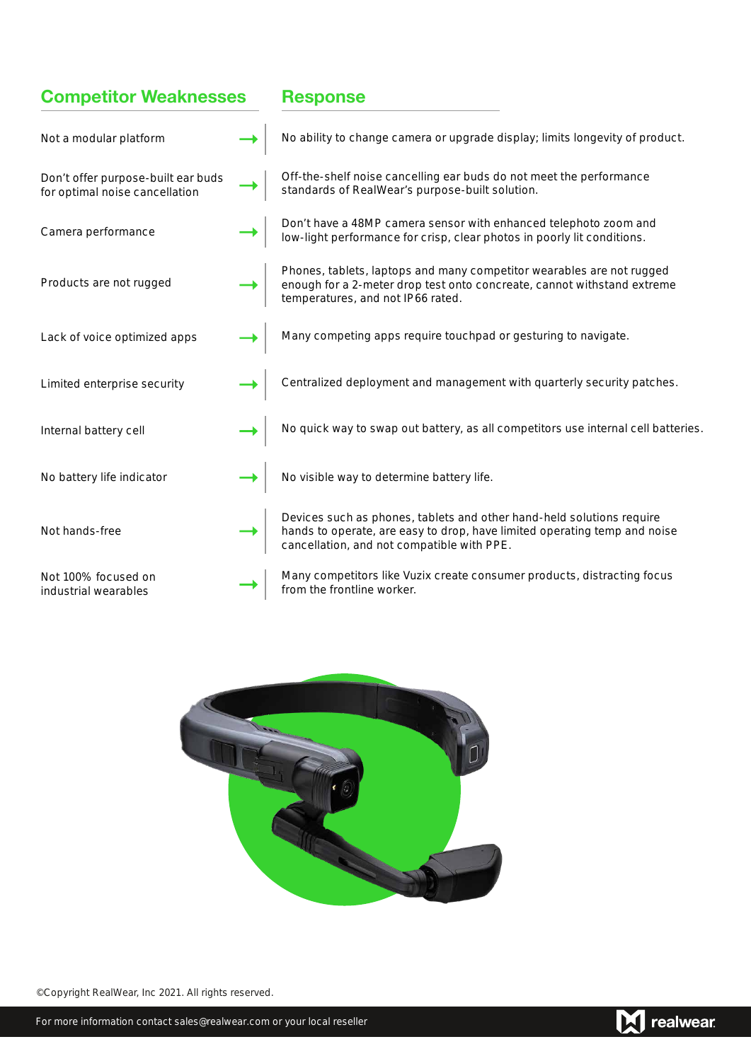| Competitor Weaknesses | Response |
|---|---|
| Not a modular platform | No ability to change camera or upgrade display; limits longevity of product. |
| Don't offer purpose-built ear buds for optimal noise cancellation | Off-the-shelf noise cancelling ear buds do not meet the performance standards of RealWear's purpose-built solution. |
| Camera performance | Don't have a 48MP camera sensor with enhanced telephoto zoom and low-light performance for crisp, clear photos in poorly lit conditions. |
| Products are not rugged | Phones, tablets, laptops and many competitor wearables are not rugged enough for a 2-meter drop test onto concreate, cannot withstand extreme temperatures, and not IP66 rated. |
| Lack of voice optimized apps | Many competing apps require touchpad or gesturing to navigate. |
| Limited enterprise security | Centralized deployment and management with quarterly security patches. |
| Internal battery cell | No quick way to swap out battery, as all competitors use internal cell batteries. |
| No battery life indicator | No visible way to determine battery life. |
| Not hands-free | Devices such as phones, tablets and other hand-held solutions require hands to operate, are easy to drop, have limited operating temp and noise cancellation, and not compatible with PPE. |
| Not 100% focused on industrial wearables | Many competitors like Vuzix create consumer products, distracting focus from the frontline worker. |

©Copyright RealWear, Inc 2021. All rights reserved.

For more information contact sales@realwear.com or your local reseller

realwear.